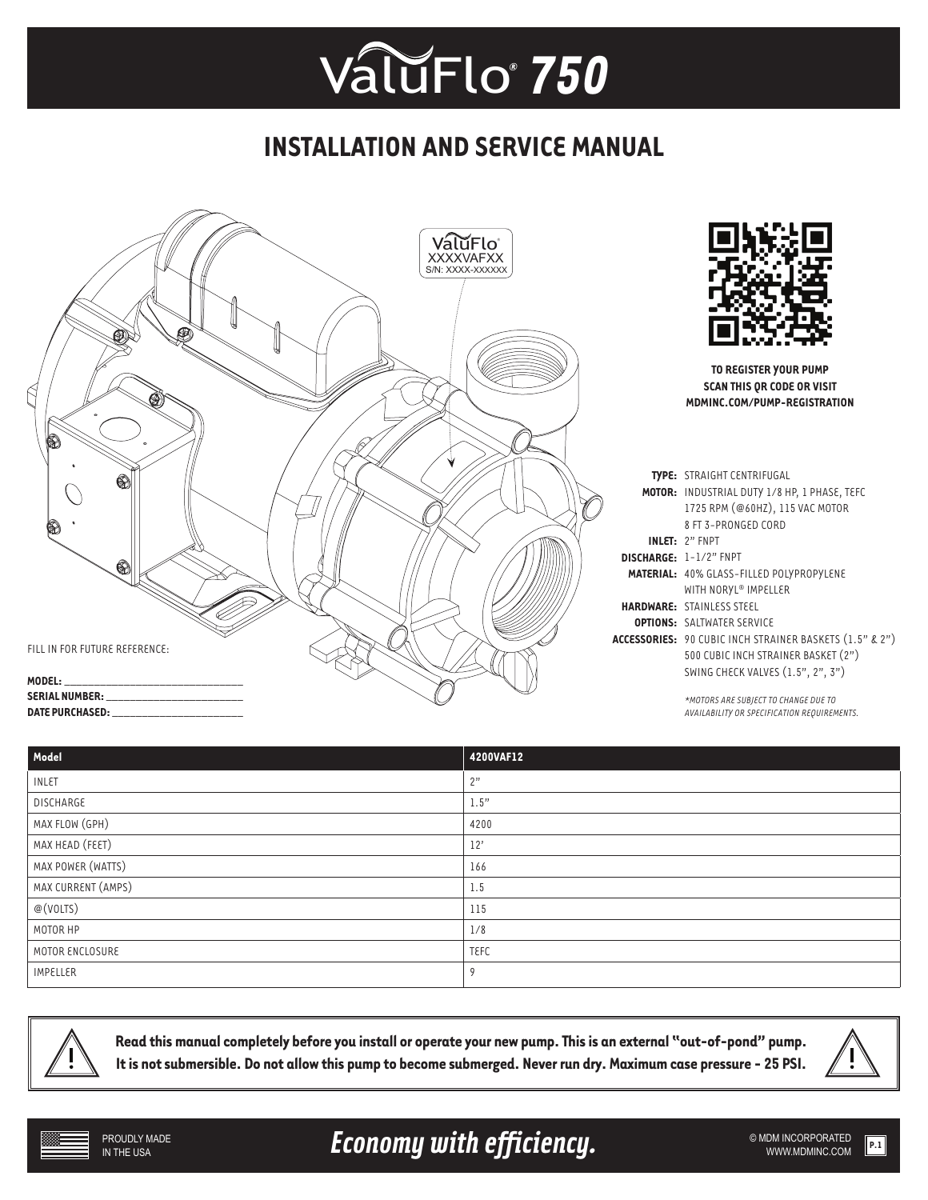# ValuFlo® 750

## INSTALLATION AND SERVICE MANUAL

ValuFlo®
XXXXVAFXX
S/N: XXXX-XXXXXX

**TO REGISTER YOUR PUMP SCAN THIS QR CODE OR VISIT MDMINC.COM/PUMP-REGISTRATION**

**TYPE:** STRAIGHT CENTRIFUGAL
**MOTOR:** INDUSTRIAL DUTY 1/8 HP, 1 PHASE, TEFC 1725 RPM (@60HZ), 115 VAC MOTOR 8 FT 3-PRONGED CORD
**INLET:** 2" FNPT
**DISCHARGE:** 1-1/2" FNPT
**MATERIAL:** 40% GLASS-FILLED POLYPROPYLENE WITH NORYL® IMPELLER
**HARDWARE:** STAINLESS STEEL
**OPTIONS:** SALTWATER SERVICE
**ACCESSORIES:** 90 CUBIC INCH STRAINER BASKETS (1.5" & 2")
500 CUBIC INCH STRAINER BASKET (2")
SWING CHECK VALVES (1.5", 2", 3")

*\*MOTORS ARE SUBJECT TO CHANGE DUE TO AVAILABILITY OR SPECIFICATION REQUIREMENTS.*

FILL IN FOR FUTURE REFERENCE:

**MODEL:** ______________________
**SERIAL NUMBER:** ______________________
**DATE PURCHASED:** ______________________

| Model | 4200VAF12 |
|---|---|
| INLET | 2" |
| DISCHARGE | 1.5" |
| MAX FLOW (GPH) | 4200 |
| MAX HEAD (FEET) | 12' |
| MAX POWER (WATTS) | 166 |
| MAX CURRENT (AMPS) | 1.5 |
| @(VOLTS) | 115 |
| MOTOR HP | 1/8 |
| MOTOR ENCLOSURE | TEFC |
| IMPELLER | 9 |

**Read this manual completely before you install or operate your new pump. This is an external "out-of-pond" pump. It is not submersible. Do not allow this pump to become submerged. Never run dry. Maximum case pressure - 25 PSI.**

PROUDLY MADE IN THE USA

*Economy with efficiency.*

© MDM INCORPORATED
WWW.MDMINC.COM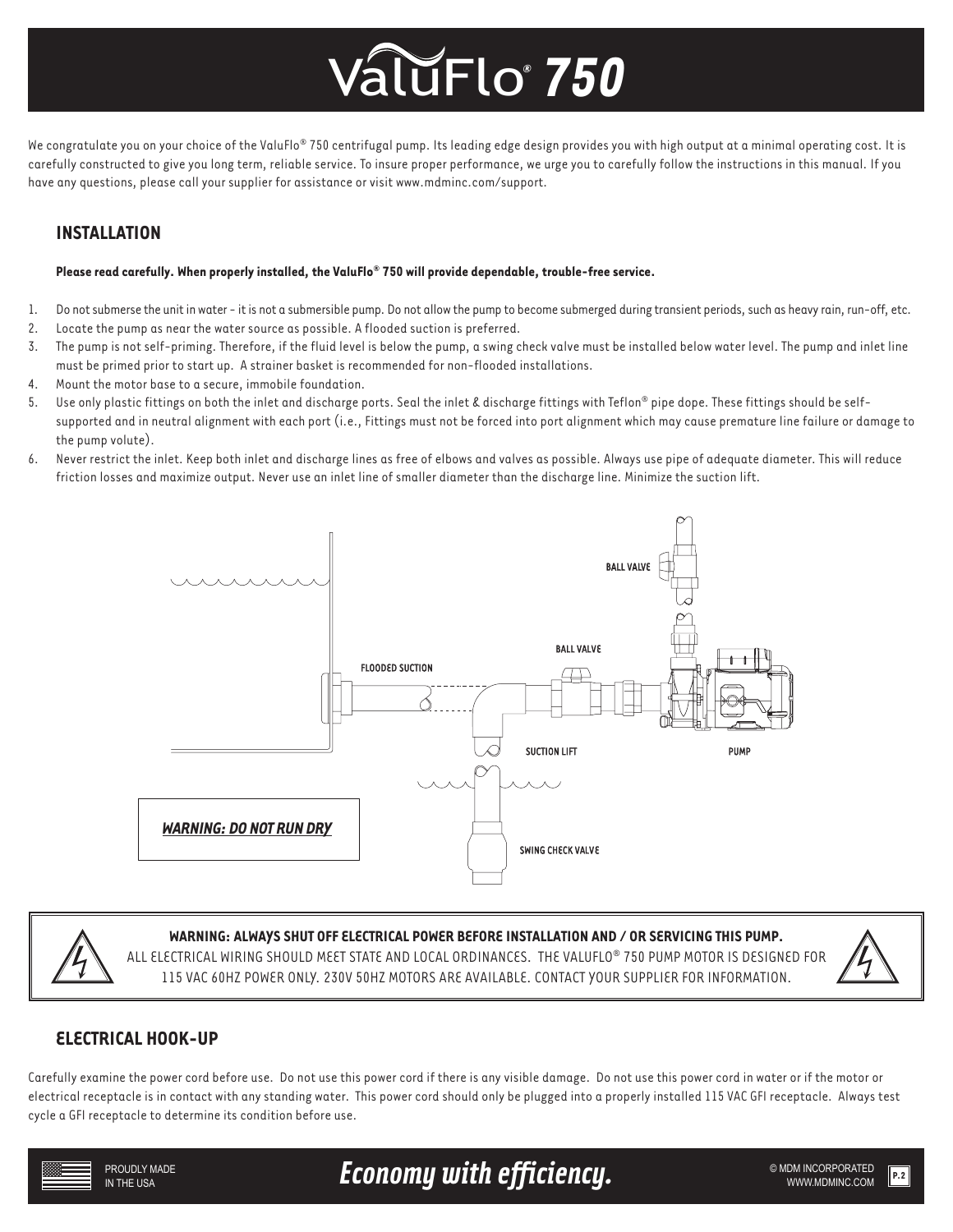# ValuFlo® 750

We congratulate you on your choice of the ValuFlo® 750 centrifugal pump. Its leading edge design provides you with high output at a minimal operating cost. It is carefully constructed to give you long term, reliable service. To insure proper performance, we urge you to carefully follow the instructions in this manual. If you have any questions, please call your supplier for assistance or visit www.mdminc.com/support.

## INSTALLATION

**Please read carefully. When properly installed, the ValuFlo® 750 will provide dependable, trouble-free service.**

1. Do not submerse the unit in water - it is not a submersible pump. Do not allow the pump to become submerged during transient periods, such as heavy rain, run-off, etc.
2. Locate the pump as near the water source as possible. A flooded suction is preferred.
3. The pump is not self-priming. Therefore, if the fluid level is below the pump, a swing check valve must be installed below water level. The pump and inlet line must be primed prior to start up. A strainer basket is recommended for non-flooded installations.
4. Mount the motor base to a secure, immobile foundation.
5. Use only plastic fittings on both the inlet and discharge ports. Seal the inlet & discharge fittings with Teflon® pipe dope. These fittings should be self-supported and in neutral alignment with each port (i.e., Fittings must not be forced into port alignment which may cause premature line failure or damage to the pump volute).
6. Never restrict the inlet. Keep both inlet and discharge lines as free of elbows and valves as possible. Always use pipe of adequate diameter. This will reduce friction losses and maximize output. Never use an inlet line of smaller diameter than the discharge line. Minimize the suction lift.

BALL VALVE

BALL VALVE

FLOODED SUCTION

SUCTION LIFT

PUMP

SWING CHECK VALVE

***WARNING: DO NOT RUN DRY***

**WARNING: ALWAYS SHUT OFF ELECTRICAL POWER BEFORE INSTALLATION AND / OR SERVICING THIS PUMP.**
ALL ELECTRICAL WIRING SHOULD MEET STATE AND LOCAL ORDINANCES. THE VALUFLO® 750 PUMP MOTOR IS DESIGNED FOR 115 VAC 60HZ POWER ONLY. 230V 50HZ MOTORS ARE AVAILABLE. CONTACT YOUR SUPPLIER FOR INFORMATION.

## ELECTRICAL HOOK-UP

Carefully examine the power cord before use. Do not use this power cord if there is any visible damage. Do not use this power cord in water or if the motor or electrical receptacle is in contact with any standing water. This power cord should only be plugged into a properly installed 115 VAC GFI receptacle. Always test cycle a GFI receptacle to determine its condition before use.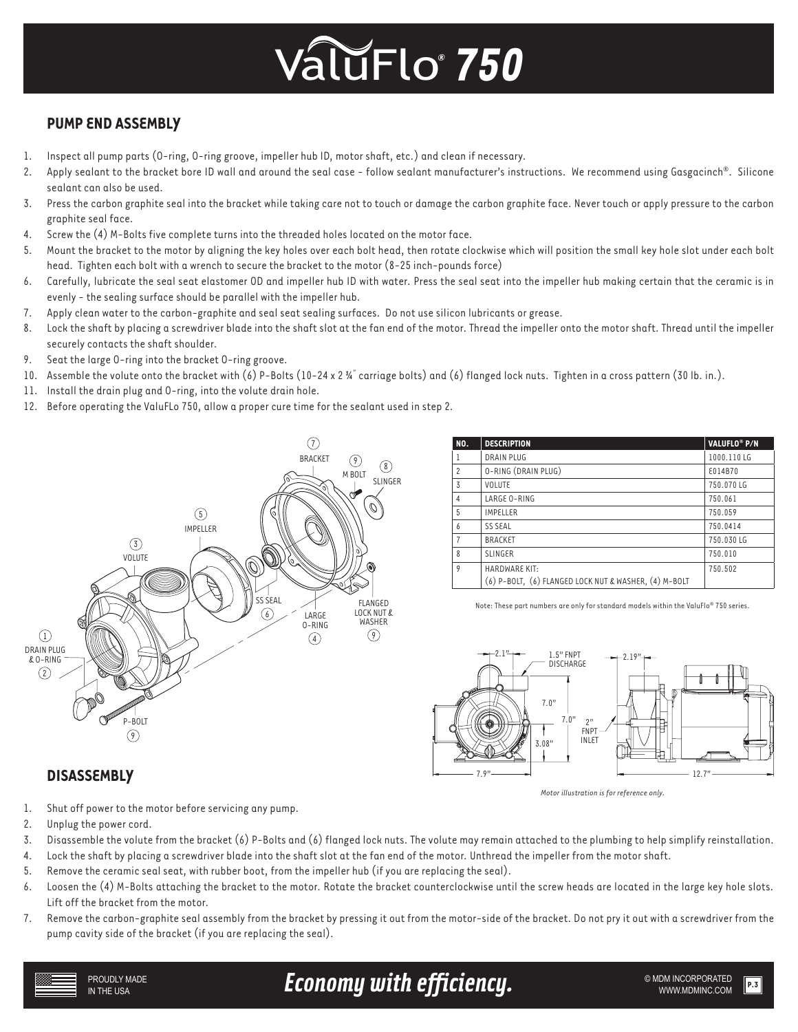# ValuFlo® 750

## PUMP END ASSEMBLY

1. Inspect all pump parts (O-ring, O-ring groove, impeller hub ID, motor shaft, etc.) and clean if necessary.
2. Apply sealant to the bracket bore ID wall and around the seal case - follow sealant manufacturer's instructions. We recommend using Gasgacinch®. Silicone sealant can also be used.
3. Press the carbon graphite seal into the bracket while taking care not to touch or damage the carbon graphite face. Never touch or apply pressure to the carbon graphite seal face.
4. Screw the (4) M-Bolts five complete turns into the threaded holes located on the motor face.
5. Mount the bracket to the motor by aligning the key holes over each bolt head, then rotate clockwise which will position the small key hole slot under each bolt head. Tighten each bolt with a wrench to secure the bracket to the motor (8-25 inch-pounds force)
6. Carefully, lubricate the seal seat elastomer OD and impeller hub ID with water. Press the seal seat into the impeller hub making certain that the ceramic is in evenly - the sealing surface should be parallel with the impeller hub.
7. Apply clean water to the carbon-graphite and seal seat sealing surfaces. Do not use silicon lubricants or grease.
8. Lock the shaft by placing a screwdriver blade into the shaft slot at the fan end of the motor. Thread the impeller onto the motor shaft. Thread until the impeller securely contacts the shaft shoulder.
9. Seat the large O-ring into the bracket O-ring groove.
10. Assemble the volute onto the bracket with (6) P-Bolts (10-24 x 2 ¾" carriage bolts) and (6) flanged lock nuts. Tighten in a cross pattern (30 lb. in.).
11. Install the drain plug and O-ring, into the volute drain hole.
12. Before operating the ValuFLo 750, allow a proper cure time for the sealant used in step 2.

| NO. | DESCRIPTION | VALUFLO® P/N |
|---|---|---|
| 1 | DRAIN PLUG | 1000.110 LG |
| 2 | O-RING (DRAIN PLUG) | E014B70 |
| 3 | VOLUTE | 750.070 LG |
| 4 | LARGE O-RING | 750.061 |
| 5 | IMPELLER | 750.059 |
| 6 | SS SEAL | 750.0414 |
| 7 | BRACKET | 750.030 LG |
| 8 | SLINGER | 750.010 |
| 9 | HARDWARE KIT: (6) P-BOLT, (6) FLANGED LOCK NUT & WASHER, (4) M-BOLT | 750.502 |

Note: These part numbers are only for standard models within the ValuFlo® 750 series.

*Motor illustration is for reference only.*

## DISASSEMBLY

1. Shut off power to the motor before servicing any pump.
2. Unplug the power cord.
3. Disassemble the volute from the bracket (6) P-Bolts and (6) flanged lock nuts. The volute may remain attached to the plumbing to help simplify reinstallation.
4. Lock the shaft by placing a screwdriver blade into the shaft slot at the fan end of the motor. Unthread the impeller from the motor shaft.
5. Remove the ceramic seal seat, with rubber boot, from the impeller hub (if you are replacing the seal).
6. Loosen the (4) M-Bolts attaching the bracket to the motor. Rotate the bracket counterclockwise until the screw heads are located in the large key hole slots. Lift off the bracket from the motor.
7. Remove the carbon-graphite seal assembly from the bracket by pressing it out from the motor-side of the bracket. Do not pry it out with a screwdriver from the pump cavity side of the bracket (if you are replacing the seal).

PROUDLY MADE IN THE USA

*Economy with efficiency.*

© MDM INCORPORATED WWW.MDMINC.COM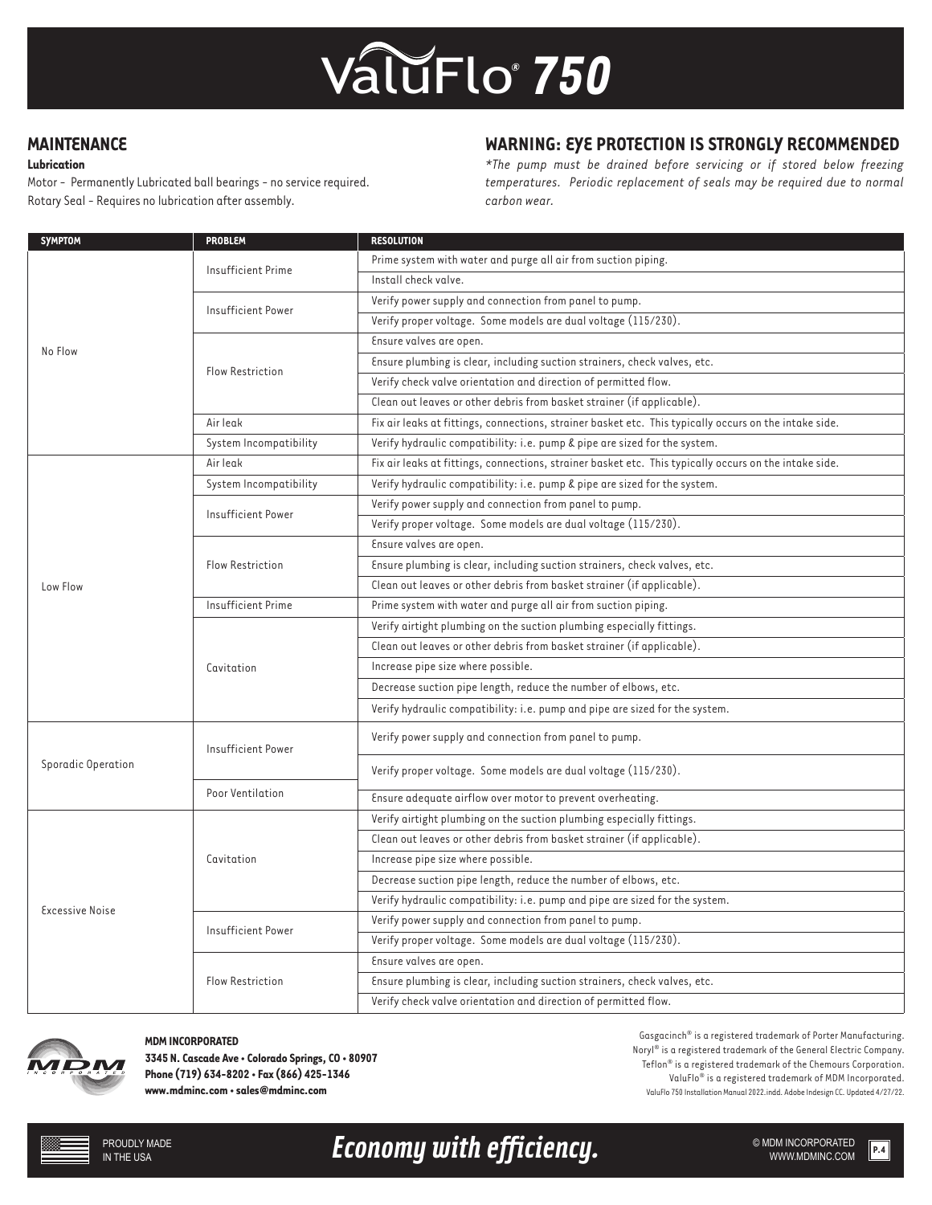# ValuFlo® 750

## MAINTENANCE

**Lubrication**

Motor - Permanently Lubricated ball bearings - no service required.
Rotary Seal - Requires no lubrication after assembly.

## WARNING: EYE PROTECTION IS STRONGLY RECOMMENDED

*\*The pump must be drained before servicing or if stored below freezing temperatures. Periodic replacement of seals may be required due to normal carbon wear.*

| SYMPTOM | PROBLEM | RESOLUTION |
|---|---|---|
| No Flow | Insufficient Prime | Prime system with water and purge all air from suction piping. |
| | | Install check valve. |
| | Insufficient Power | Verify power supply and connection from panel to pump. |
| | | Verify proper voltage. Some models are dual voltage (115/230). |
| | Flow Restriction | Ensure valves are open. |
| | | Ensure plumbing is clear, including suction strainers, check valves, etc. |
| | | Verify check valve orientation and direction of permitted flow. |
| | | Clean out leaves or other debris from basket strainer (if applicable). |
| | Air leak | Fix air leaks at fittings, connections, strainer basket etc. This typically occurs on the intake side. |
| | System Incompatibility | Verify hydraulic compatibility: i.e. pump & pipe are sized for the system. |
| Low Flow | Air leak | Fix air leaks at fittings, connections, strainer basket etc. This typically occurs on the intake side. |
| | System Incompatibility | Verify hydraulic compatibility: i.e. pump & pipe are sized for the system. |
| | Insufficient Power | Verify power supply and connection from panel to pump. |
| | | Verify proper voltage. Some models are dual voltage (115/230). |
| | Flow Restriction | Ensure valves are open. |
| | | Ensure plumbing is clear, including suction strainers, check valves, etc. |
| | | Clean out leaves or other debris from basket strainer (if applicable). |
| | Insufficient Prime | Prime system with water and purge all air from suction piping. |
| | Cavitation | Verify airtight plumbing on the suction plumbing especially fittings. |
| | | Clean out leaves or other debris from basket strainer (if applicable). |
| | | Increase pipe size where possible. |
| | | Decrease suction pipe length, reduce the number of elbows, etc. |
| | | Verify hydraulic compatibility: i.e. pump and pipe are sized for the system. |
| Sporadic Operation | Insufficient Power | Verify power supply and connection from panel to pump. |
| | | Verify proper voltage. Some models are dual voltage (115/230). |
| | Poor Ventilation | Ensure adequate airflow over motor to prevent overheating. |
| Excessive Noise | Cavitation | Verify airtight plumbing on the suction plumbing especially fittings. |
| | | Clean out leaves or other debris from basket strainer (if applicable). |
| | | Increase pipe size where possible. |
| | | Decrease suction pipe length, reduce the number of elbows, etc. |
| | | Verify hydraulic compatibility: i.e. pump and pipe are sized for the system. |
| | Insufficient Power | Verify power supply and connection from panel to pump. |
| | | Verify proper voltage. Some models are dual voltage (115/230). |
| | Flow Restriction | Ensure valves are open. |
| | | Ensure plumbing is clear, including suction strainers, check valves, etc. |
| | | Verify check valve orientation and direction of permitted flow. |

**MDM INCORPORATED**
**3345 N. Cascade Ave • Colorado Springs, CO • 80907**
**Phone (719) 634-8202 • Fax (866) 425-1346**
**www.mdminc.com • sales@mdminc.com**

Gasgacinch® is a registered trademark of Porter Manufacturing.
Noryl® is a registered trademark of the General Electric Company.
Teflon® is a registered trademark of the Chemours Corporation.
ValuFlo® is a registered trademark of MDM Incorporated.
ValuFlo 750 Installation Manual 2022.indd. Adobe Indesign CC. Updated 4/27/22.

PROUDLY MADE IN THE USA

*Economy with efficiency.*

© MDM INCORPORATED
WWW.MDMINC.COM